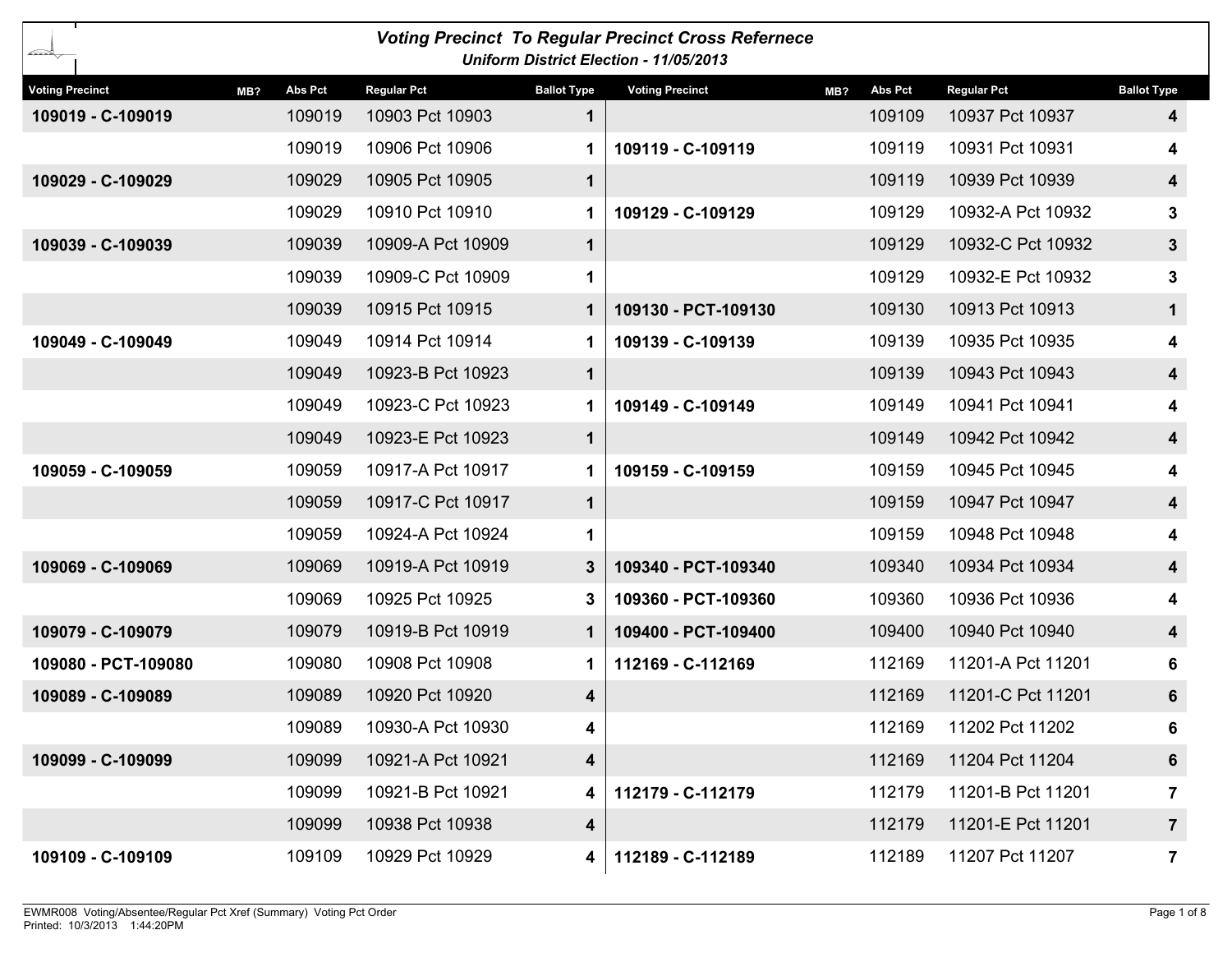## *Voting Precinct To Regular Precinct Cross Refernece*

*Uniform District Election - 11/05/2013*

| Voting Precinct | MB? | Abs Pct | Regular Pct | Ballot Type |
|---|---|---|---|---|
| **109019 - C-109019** | | 109019 | 10903 Pct 10903 | **1** |
| | | 109019 | 10906 Pct 10906 | **1** |
| **109029 - C-109029** | | 109029 | 10905 Pct 10905 | **1** |
| | | 109029 | 10910 Pct 10910 | **1** |
| **109039 - C-109039** | | 109039 | 10909-A Pct 10909 | **1** |
| | | 109039 | 10909-C Pct 10909 | **1** |
| | | 109039 | 10915 Pct 10915 | **1** |
| **109049 - C-109049** | | 109049 | 10914 Pct 10914 | **1** |
| | | 109049 | 10923-B Pct 10923 | **1** |
| | | 109049 | 10923-C Pct 10923 | **1** |
| | | 109049 | 10923-E Pct 10923 | **1** |
| **109059 - C-109059** | | 109059 | 10917-A Pct 10917 | **1** |
| | | 109059 | 10917-C Pct 10917 | **1** |
| | | 109059 | 10924-A Pct 10924 | **1** |
| **109069 - C-109069** | | 109069 | 10919-A Pct 10919 | **3** |
| | | 109069 | 10925 Pct 10925 | **3** |
| **109079 - C-109079** | | 109079 | 10919-B Pct 10919 | **1** |
| **109080 - PCT-109080** | | 109080 | 10908 Pct 10908 | **1** |
| **109089 - C-109089** | | 109089 | 10920 Pct 10920 | **4** |
| | | 109089 | 10930-A Pct 10930 | **4** |
| **109099 - C-109099** | | 109099 | 10921-A Pct 10921 | **4** |
| | | 109099 | 10921-B Pct 10921 | **4** |
| | | 109099 | 10938 Pct 10938 | **4** |
| **109109 - C-109109** | | 109109 | 10929 Pct 10929 | **4** |
| | | 109109 | 10937 Pct 10937 | **4** |
| **109119 - C-109119** | | 109119 | 10931 Pct 10931 | **4** |
| | | 109119 | 10939 Pct 10939 | **4** |
| **109129 - C-109129** | | 109129 | 10932-A Pct 10932 | **3** |
| | | 109129 | 10932-C Pct 10932 | **3** |
| | | 109129 | 10932-E Pct 10932 | **3** |
| **109130 - PCT-109130** | | 109130 | 10913 Pct 10913 | **1** |
| **109139 - C-109139** | | 109139 | 10935 Pct 10935 | **4** |
| | | 109139 | 10943 Pct 10943 | **4** |
| **109149 - C-109149** | | 109149 | 10941 Pct 10941 | **4** |
| | | 109149 | 10942 Pct 10942 | **4** |
| **109159 - C-109159** | | 109159 | 10945 Pct 10945 | **4** |
| | | 109159 | 10947 Pct 10947 | **4** |
| | | 109159 | 10948 Pct 10948 | **4** |
| **109340 - PCT-109340** | | 109340 | 10934 Pct 10934 | **4** |
| **109360 - PCT-109360** | | 109360 | 10936 Pct 10936 | **4** |
| **109400 - PCT-109400** | | 109400 | 10940 Pct 10940 | **4** |
| **112169 - C-112169** | | 112169 | 11201-A Pct 11201 | **6** |
| | | 112169 | 11201-C Pct 11201 | **6** |
| | | 112169 | 11202 Pct 11202 | **6** |
| | | 112169 | 11204 Pct 11204 | **6** |
| **112179 - C-112179** | | 112179 | 11201-B Pct 11201 | **7** |
| | | 112179 | 11201-E Pct 11201 | **7** |
| **112189 - C-112189** | | 112189 | 11207 Pct 11207 | **7** |

EWMR008 Voting/Absentee/Regular Pct Xref (Summary) Voting Pct Order
Printed: 10/3/2013 1:44:20PM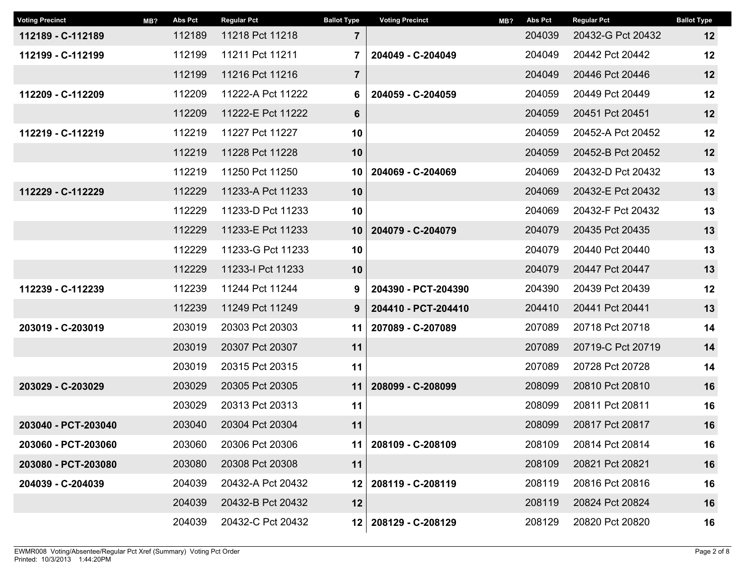| Voting Precinct | MB? | Abs Pct | Regular Pct | Ballot Type |
|---|---|---|---|---|
| **112189 - C-112189** | | 112189 | 11218 Pct 11218 | **7** |
| **112199 - C-112199** | | 112199 | 11211 Pct 11211 | **7** |
| | | 112199 | 11216 Pct 11216 | **7** |
| **112209 - C-112209** | | 112209 | 11222-A Pct 11222 | **6** |
| | | 112209 | 11222-E Pct 11222 | **6** |
| **112219 - C-112219** | | 112219 | 11227 Pct 11227 | **10** |
| | | 112219 | 11228 Pct 11228 | **10** |
| | | 112219 | 11250 Pct 11250 | **10** |
| **112229 - C-112229** | | 112229 | 11233-A Pct 11233 | **10** |
| | | 112229 | 11233-D Pct 11233 | **10** |
| | | 112229 | 11233-E Pct 11233 | **10** |
| | | 112229 | 11233-G Pct 11233 | **10** |
| | | 112229 | 11233-I Pct 11233 | **10** |
| **112239 - C-112239** | | 112239 | 11244 Pct 11244 | **9** |
| | | 112239 | 11249 Pct 11249 | **9** |
| **203019 - C-203019** | | 203019 | 20303 Pct 20303 | **11** |
| | | 203019 | 20307 Pct 20307 | **11** |
| | | 203019 | 20315 Pct 20315 | **11** |
| **203029 - C-203029** | | 203029 | 20305 Pct 20305 | **11** |
| | | 203029 | 20313 Pct 20313 | **11** |
| **203040 - PCT-203040** | | 203040 | 20304 Pct 20304 | **11** |
| **203060 - PCT-203060** | | 203060 | 20306 Pct 20306 | **11** |
| **203080 - PCT-203080** | | 203080 | 20308 Pct 20308 | **11** |
| **204039 - C-204039** | | 204039 | 20432-A Pct 20432 | **12** |
| | | 204039 | 20432-B Pct 20432 | **12** |
| | | 204039 | 20432-C Pct 20432 | **12** |
| | | 204039 | 20432-G Pct 20432 | **12** |
| **204049 - C-204049** | | 204049 | 20442 Pct 20442 | **12** |
| | | 204049 | 20446 Pct 20446 | **12** |
| **204059 - C-204059** | | 204059 | 20449 Pct 20449 | **12** |
| | | 204059 | 20451 Pct 20451 | **12** |
| | | 204059 | 20452-A Pct 20452 | **12** |
| | | 204059 | 20452-B Pct 20452 | **12** |
| **204069 - C-204069** | | 204069 | 20432-D Pct 20432 | **13** |
| | | 204069 | 20432-E Pct 20432 | **13** |
| | | 204069 | 20432-F Pct 20432 | **13** |
| **204079 - C-204079** | | 204079 | 20435 Pct 20435 | **13** |
| | | 204079 | 20440 Pct 20440 | **13** |
| | | 204079 | 20447 Pct 20447 | **13** |
| **204390 - PCT-204390** | | 204390 | 20439 Pct 20439 | **12** |
| **204410 - PCT-204410** | | 204410 | 20441 Pct 20441 | **13** |
| **207089 - C-207089** | | 207089 | 20718 Pct 20718 | **14** |
| | | 207089 | 20719-C Pct 20719 | **14** |
| | | 207089 | 20728 Pct 20728 | **14** |
| **208099 - C-208099** | | 208099 | 20810 Pct 20810 | **16** |
| | | 208099 | 20811 Pct 20811 | **16** |
| | | 208099 | 20817 Pct 20817 | **16** |
| **208109 - C-208109** | | 208109 | 20814 Pct 20814 | **16** |
| | | 208109 | 20821 Pct 20821 | **16** |
| **208119 - C-208119** | | 208119 | 20816 Pct 20816 | **16** |
| | | 208119 | 20824 Pct 20824 | **16** |
| **208129 - C-208129** | | 208129 | 20820 Pct 20820 | **16** |

EWMR008 Voting/Absentee/Regular Pct Xref (Summary) Voting Pct Order
Printed: 10/3/2013 1:44:20PM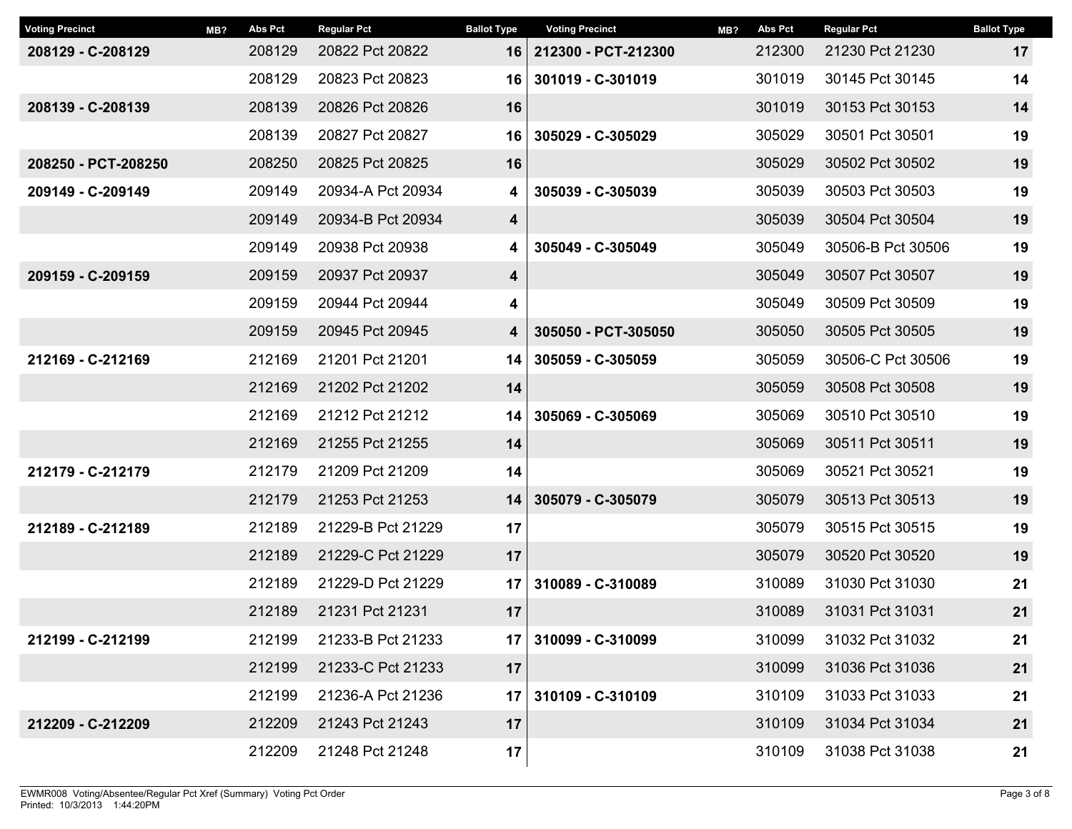| Voting Precinct | MB? | Abs Pct | Regular Pct | Ballot Type |
|---|---|---|---|---|
| **208129 - C-208129** | | 208129 | 20822 Pct 20822 | **16** |
| | | 208129 | 20823 Pct 20823 | **16** |
| **208139 - C-208139** | | 208139 | 20826 Pct 20826 | **16** |
| | | 208139 | 20827 Pct 20827 | **16** |
| **208250 - PCT-208250** | | 208250 | 20825 Pct 20825 | **16** |
| **209149 - C-209149** | | 209149 | 20934-A Pct 20934 | **4** |
| | | 209149 | 20934-B Pct 20934 | **4** |
| | | 209149 | 20938 Pct 20938 | **4** |
| **209159 - C-209159** | | 209159 | 20937 Pct 20937 | **4** |
| | | 209159 | 20944 Pct 20944 | **4** |
| | | 209159 | 20945 Pct 20945 | **4** |
| **212169 - C-212169** | | 212169 | 21201 Pct 21201 | **14** |
| | | 212169 | 21202 Pct 21202 | **14** |
| | | 212169 | 21212 Pct 21212 | **14** |
| | | 212169 | 21255 Pct 21255 | **14** |
| **212179 - C-212179** | | 212179 | 21209 Pct 21209 | **14** |
| | | 212179 | 21253 Pct 21253 | **14** |
| **212189 - C-212189** | | 212189 | 21229-B Pct 21229 | **17** |
| | | 212189 | 21229-C Pct 21229 | **17** |
| | | 212189 | 21229-D Pct 21229 | **17** |
| | | 212189 | 21231 Pct 21231 | **17** |
| **212199 - C-212199** | | 212199 | 21233-B Pct 21233 | **17** |
| | | 212199 | 21233-C Pct 21233 | **17** |
| | | 212199 | 21236-A Pct 21236 | **17** |
| **212209 - C-212209** | | 212209 | 21243 Pct 21243 | **17** |
| | | 212209 | 21248 Pct 21248 | **17** |
| **212300 - PCT-212300** | | 212300 | 21230 Pct 21230 | **17** |
| **301019 - C-301019** | | 301019 | 30145 Pct 30145 | **14** |
| | | 301019 | 30153 Pct 30153 | **14** |
| **305029 - C-305029** | | 305029 | 30501 Pct 30501 | **19** |
| | | 305029 | 30502 Pct 30502 | **19** |
| **305039 - C-305039** | | 305039 | 30503 Pct 30503 | **19** |
| | | 305039 | 30504 Pct 30504 | **19** |
| **305049 - C-305049** | | 305049 | 30506-B Pct 30506 | **19** |
| | | 305049 | 30507 Pct 30507 | **19** |
| | | 305049 | 30509 Pct 30509 | **19** |
| **305050 - PCT-305050** | | 305050 | 30505 Pct 30505 | **19** |
| **305059 - C-305059** | | 305059 | 30506-C Pct 30506 | **19** |
| | | 305059 | 30508 Pct 30508 | **19** |
| **305069 - C-305069** | | 305069 | 30510 Pct 30510 | **19** |
| | | 305069 | 30511 Pct 30511 | **19** |
| | | 305069 | 30521 Pct 30521 | **19** |
| **305079 - C-305079** | | 305079 | 30513 Pct 30513 | **19** |
| | | 305079 | 30515 Pct 30515 | **19** |
| | | 305079 | 30520 Pct 30520 | **19** |
| **310089 - C-310089** | | 310089 | 31030 Pct 31030 | **21** |
| | | 310089 | 31031 Pct 31031 | **21** |
| **310099 - C-310099** | | 310099 | 31032 Pct 31032 | **21** |
| | | 310099 | 31036 Pct 31036 | **21** |
| **310109 - C-310109** | | 310109 | 31033 Pct 31033 | **21** |
| | | 310109 | 31034 Pct 31034 | **21** |
| | | 310109 | 31038 Pct 31038 | **21** |

EWMR008 Voting/Absentee/Regular Pct Xref (Summary) Voting Pct Order
Printed: 10/3/2013 1:44:20PM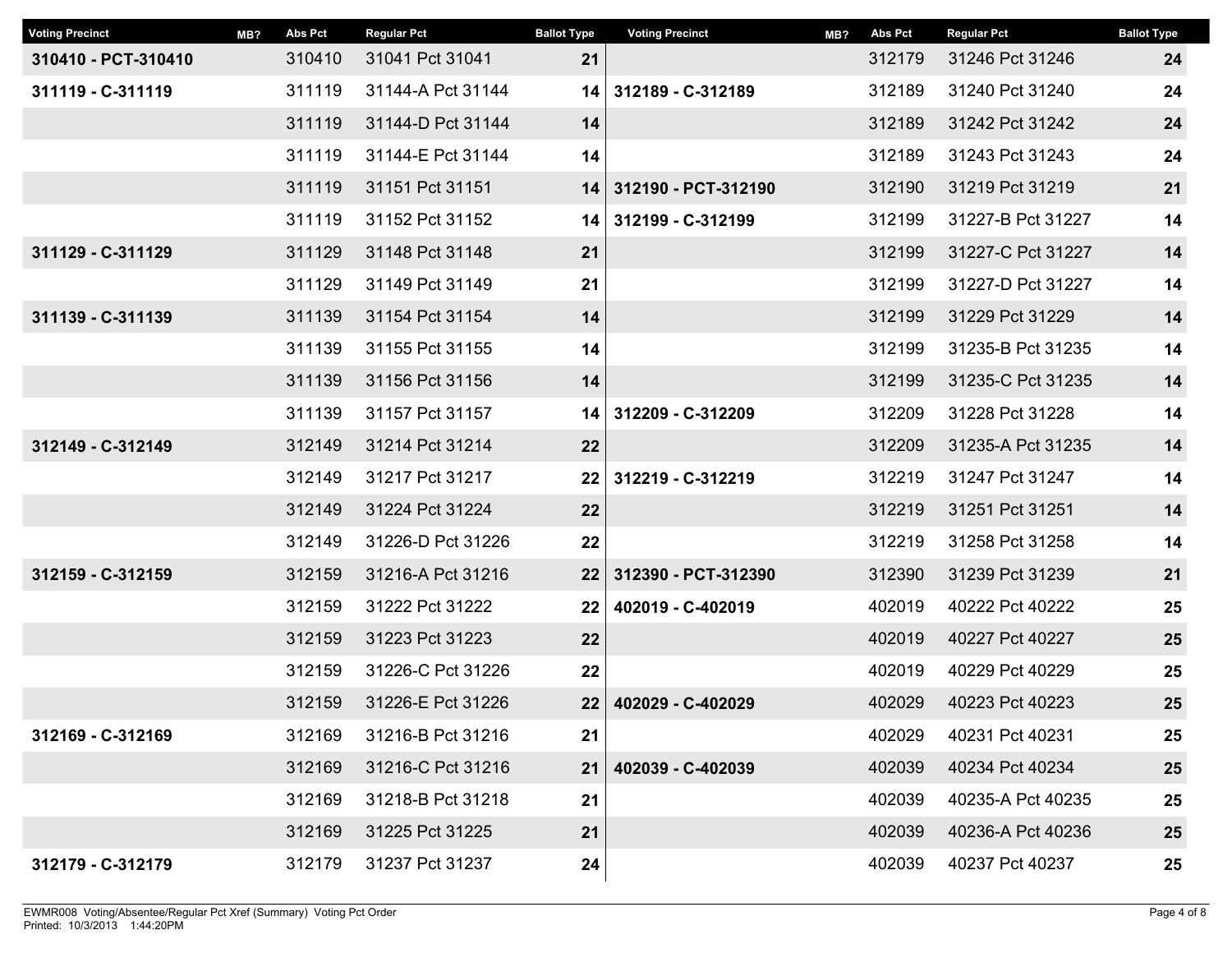| Voting Precinct | MB? | Abs Pct | Regular Pct | Ballot Type |
|---|---|---|---|---|
| **310410 - PCT-310410** | | 310410 | 31041 Pct 31041 | **21** |
| **311119 - C-311119** | | 311119 | 31144-A Pct 31144 | **14** |
| | | 311119 | 31144-D Pct 31144 | **14** |
| | | 311119 | 31144-E Pct 31144 | **14** |
| | | 311119 | 31151 Pct 31151 | **14** |
| | | 311119 | 31152 Pct 31152 | **14** |
| **311129 - C-311129** | | 311129 | 31148 Pct 31148 | **21** |
| | | 311129 | 31149 Pct 31149 | **21** |
| **311139 - C-311139** | | 311139 | 31154 Pct 31154 | **14** |
| | | 311139 | 31155 Pct 31155 | **14** |
| | | 311139 | 31156 Pct 31156 | **14** |
| | | 311139 | 31157 Pct 31157 | **14** |
| **312149 - C-312149** | | 312149 | 31214 Pct 31214 | **22** |
| | | 312149 | 31217 Pct 31217 | **22** |
| | | 312149 | 31224 Pct 31224 | **22** |
| | | 312149 | 31226-D Pct 31226 | **22** |
| **312159 - C-312159** | | 312159 | 31216-A Pct 31216 | **22** |
| | | 312159 | 31222 Pct 31222 | **22** |
| | | 312159 | 31223 Pct 31223 | **22** |
| | | 312159 | 31226-C Pct 31226 | **22** |
| | | 312159 | 31226-E Pct 31226 | **22** |
| **312169 - C-312169** | | 312169 | 31216-B Pct 31216 | **21** |
| | | 312169 | 31216-C Pct 31216 | **21** |
| | | 312169 | 31218-B Pct 31218 | **21** |
| | | 312169 | 31225 Pct 31225 | **21** |
| **312179 - C-312179** | | 312179 | 31237 Pct 31237 | **24** |
| | | 312179 | 31246 Pct 31246 | **24** |
| **312189 - C-312189** | | 312189 | 31240 Pct 31240 | **24** |
| | | 312189 | 31242 Pct 31242 | **24** |
| | | 312189 | 31243 Pct 31243 | **24** |
| **312190 - PCT-312190** | | 312190 | 31219 Pct 31219 | **21** |
| **312199 - C-312199** | | 312199 | 31227-B Pct 31227 | **14** |
| | | 312199 | 31227-C Pct 31227 | **14** |
| | | 312199 | 31227-D Pct 31227 | **14** |
| | | 312199 | 31229 Pct 31229 | **14** |
| | | 312199 | 31235-B Pct 31235 | **14** |
| | | 312199 | 31235-C Pct 31235 | **14** |
| **312209 - C-312209** | | 312209 | 31228 Pct 31228 | **14** |
| | | 312209 | 31235-A Pct 31235 | **14** |
| **312219 - C-312219** | | 312219 | 31247 Pct 31247 | **14** |
| | | 312219 | 31251 Pct 31251 | **14** |
| | | 312219 | 31258 Pct 31258 | **14** |
| **312390 - PCT-312390** | | 312390 | 31239 Pct 31239 | **21** |
| **402019 - C-402019** | | 402019 | 40222 Pct 40222 | **25** |
| | | 402019 | 40227 Pct 40227 | **25** |
| | | 402019 | 40229 Pct 40229 | **25** |
| **402029 - C-402029** | | 402029 | 40223 Pct 40223 | **25** |
| | | 402029 | 40231 Pct 40231 | **25** |
| **402039 - C-402039** | | 402039 | 40234 Pct 40234 | **25** |
| | | 402039 | 40235-A Pct 40235 | **25** |
| | | 402039 | 40236-A Pct 40236 | **25** |
| | | 402039 | 40237 Pct 40237 | **25** |

EWMR008 Voting/Absentee/Regular Pct Xref (Summary) Voting Pct Order
Printed: 10/3/2013 1:44:20PM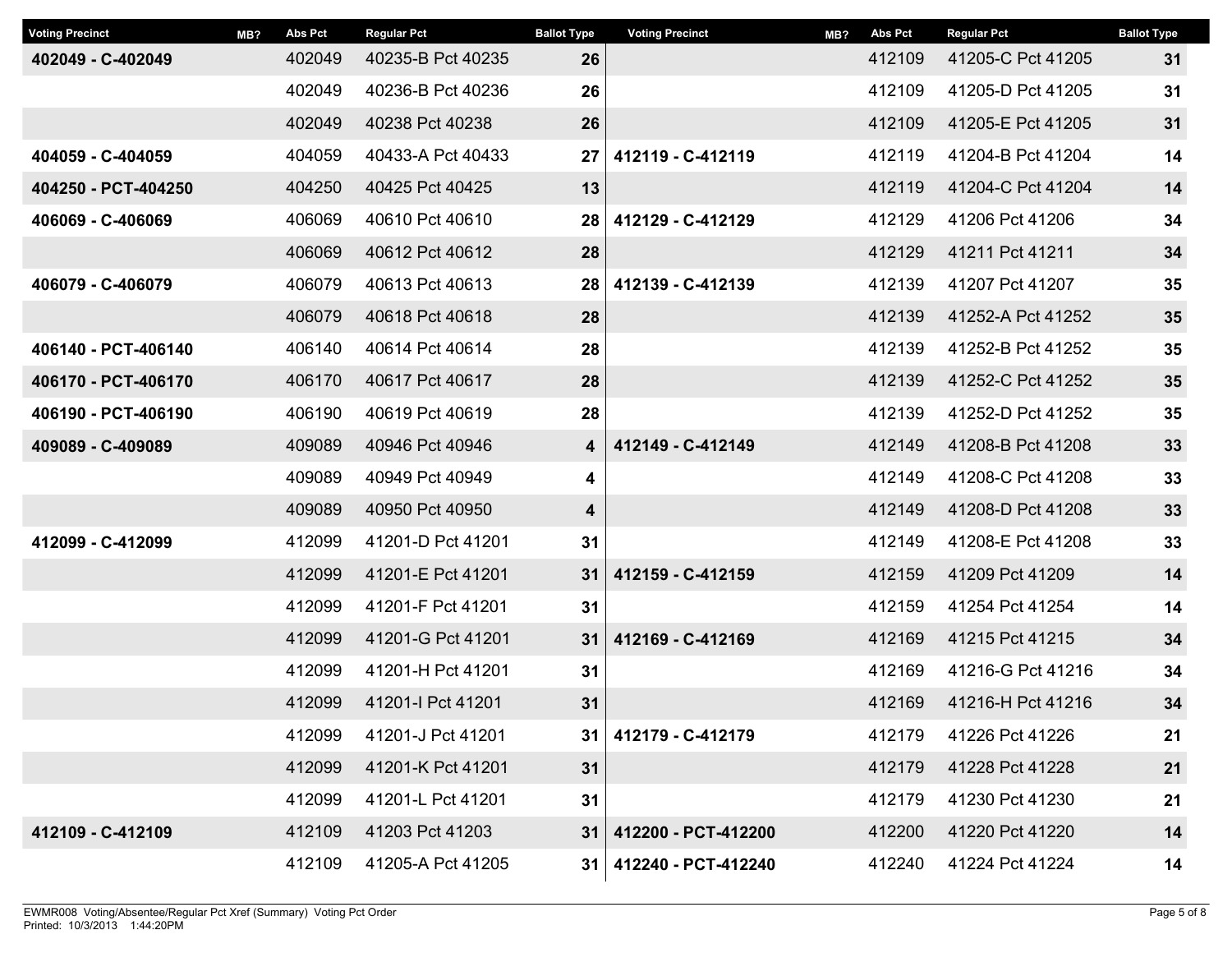| Voting Precinct | MB? | Abs Pct | Regular Pct | Ballot Type |
|---|---|---|---|---|
| **402049 - C-402049** | | 402049 | 40235-B Pct 40235 | **26** |
| | | 402049 | 40236-B Pct 40236 | **26** |
| | | 402049 | 40238 Pct 40238 | **26** |
| **404059 - C-404059** | | 404059 | 40433-A Pct 40433 | **27** |
| **404250 - PCT-404250** | | 404250 | 40425 Pct 40425 | **13** |
| **406069 - C-406069** | | 406069 | 40610 Pct 40610 | **28** |
| | | 406069 | 40612 Pct 40612 | **28** |
| **406079 - C-406079** | | 406079 | 40613 Pct 40613 | **28** |
| | | 406079 | 40618 Pct 40618 | **28** |
| **406140 - PCT-406140** | | 406140 | 40614 Pct 40614 | **28** |
| **406170 - PCT-406170** | | 406170 | 40617 Pct 40617 | **28** |
| **406190 - PCT-406190** | | 406190 | 40619 Pct 40619 | **28** |
| **409089 - C-409089** | | 409089 | 40946 Pct 40946 | **4** |
| | | 409089 | 40949 Pct 40949 | **4** |
| | | 409089 | 40950 Pct 40950 | **4** |
| **412099 - C-412099** | | 412099 | 41201-D Pct 41201 | **31** |
| | | 412099 | 41201-E Pct 41201 | **31** |
| | | 412099 | 41201-F Pct 41201 | **31** |
| | | 412099 | 41201-G Pct 41201 | **31** |
| | | 412099 | 41201-H Pct 41201 | **31** |
| | | 412099 | 41201-I Pct 41201 | **31** |
| | | 412099 | 41201-J Pct 41201 | **31** |
| | | 412099 | 41201-K Pct 41201 | **31** |
| | | 412099 | 41201-L Pct 41201 | **31** |
| **412109 - C-412109** | | 412109 | 41203 Pct 41203 | **31** |
| | | 412109 | 41205-A Pct 41205 | **31** |
| | | 412109 | 41205-C Pct 41205 | **31** |
| | | 412109 | 41205-D Pct 41205 | **31** |
| | | 412109 | 41205-E Pct 41205 | **31** |
| **412119 - C-412119** | | 412119 | 41204-B Pct 41204 | **14** |
| | | 412119 | 41204-C Pct 41204 | **14** |
| **412129 - C-412129** | | 412129 | 41206 Pct 41206 | **34** |
| | | 412129 | 41211 Pct 41211 | **34** |
| **412139 - C-412139** | | 412139 | 41207 Pct 41207 | **35** |
| | | 412139 | 41252-A Pct 41252 | **35** |
| | | 412139 | 41252-B Pct 41252 | **35** |
| | | 412139 | 41252-C Pct 41252 | **35** |
| | | 412139 | 41252-D Pct 41252 | **35** |
| **412149 - C-412149** | | 412149 | 41208-B Pct 41208 | **33** |
| | | 412149 | 41208-C Pct 41208 | **33** |
| | | 412149 | 41208-D Pct 41208 | **33** |
| | | 412149 | 41208-E Pct 41208 | **33** |
| **412159 - C-412159** | | 412159 | 41209 Pct 41209 | **14** |
| | | 412159 | 41254 Pct 41254 | **14** |
| **412169 - C-412169** | | 412169 | 41215 Pct 41215 | **34** |
| | | 412169 | 41216-G Pct 41216 | **34** |
| | | 412169 | 41216-H Pct 41216 | **34** |
| **412179 - C-412179** | | 412179 | 41226 Pct 41226 | **21** |
| | | 412179 | 41228 Pct 41228 | **21** |
| | | 412179 | 41230 Pct 41230 | **21** |
| **412200 - PCT-412200** | | 412200 | 41220 Pct 41220 | **14** |
| **412240 - PCT-412240** | | 412240 | 41224 Pct 41224 | **14** |

EWMR008 Voting/Absentee/Regular Pct Xref (Summary) Voting Pct Order
Printed: 10/3/2013 1:44:20PM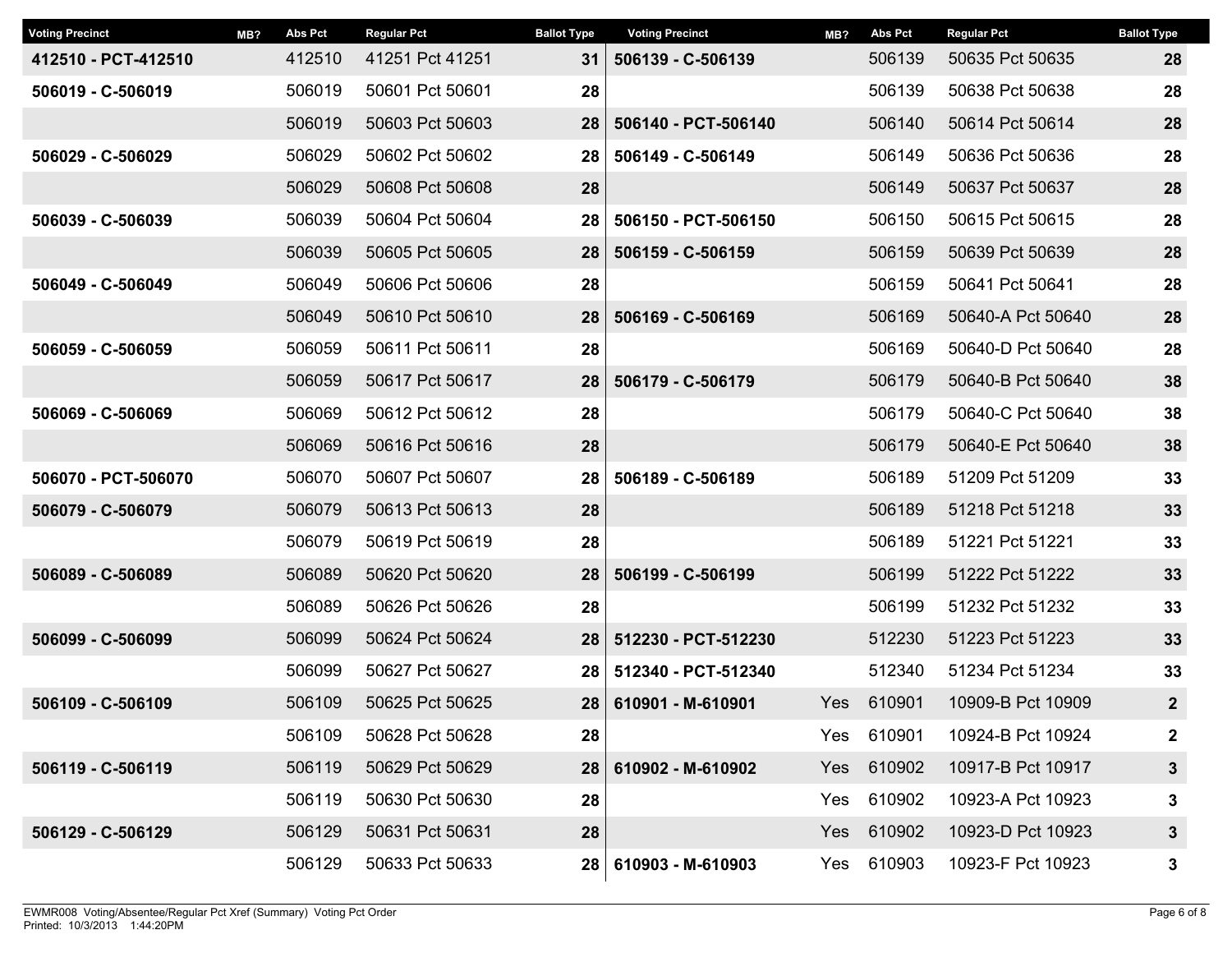| Voting Precinct | MB? | Abs Pct | Regular Pct | Ballot Type |
|---|---|---|---|---|
| **412510 - PCT-412510** | | 412510 | 41251 Pct 41251 | **31** |
| **506019 - C-506019** | | 506019 | 50601 Pct 50601 | **28** |
| | | 506019 | 50603 Pct 50603 | **28** |
| **506029 - C-506029** | | 506029 | 50602 Pct 50602 | **28** |
| | | 506029 | 50608 Pct 50608 | **28** |
| **506039 - C-506039** | | 506039 | 50604 Pct 50604 | **28** |
| | | 506039 | 50605 Pct 50605 | **28** |
| **506049 - C-506049** | | 506049 | 50606 Pct 50606 | **28** |
| | | 506049 | 50610 Pct 50610 | **28** |
| **506059 - C-506059** | | 506059 | 50611 Pct 50611 | **28** |
| | | 506059 | 50617 Pct 50617 | **28** |
| **506069 - C-506069** | | 506069 | 50612 Pct 50612 | **28** |
| | | 506069 | 50616 Pct 50616 | **28** |
| **506070 - PCT-506070** | | 506070 | 50607 Pct 50607 | **28** |
| **506079 - C-506079** | | 506079 | 50613 Pct 50613 | **28** |
| | | 506079 | 50619 Pct 50619 | **28** |
| **506089 - C-506089** | | 506089 | 50620 Pct 50620 | **28** |
| | | 506089 | 50626 Pct 50626 | **28** |
| **506099 - C-506099** | | 506099 | 50624 Pct 50624 | **28** |
| | | 506099 | 50627 Pct 50627 | **28** |
| **506109 - C-506109** | | 506109 | 50625 Pct 50625 | **28** |
| | | 506109 | 50628 Pct 50628 | **28** |
| **506119 - C-506119** | | 506119 | 50629 Pct 50629 | **28** |
| | | 506119 | 50630 Pct 50630 | **28** |
| **506129 - C-506129** | | 506129 | 50631 Pct 50631 | **28** |
| | | 506129 | 50633 Pct 50633 | **28** |
| **506139 - C-506139** | | 506139 | 50635 Pct 50635 | **28** |
| | | 506139 | 50638 Pct 50638 | **28** |
| **506140 - PCT-506140** | | 506140 | 50614 Pct 50614 | **28** |
| **506149 - C-506149** | | 506149 | 50636 Pct 50636 | **28** |
| | | 506149 | 50637 Pct 50637 | **28** |
| **506150 - PCT-506150** | | 506150 | 50615 Pct 50615 | **28** |
| **506159 - C-506159** | | 506159 | 50639 Pct 50639 | **28** |
| | | 506159 | 50641 Pct 50641 | **28** |
| **506169 - C-506169** | | 506169 | 50640-A Pct 50640 | **28** |
| | | 506169 | 50640-D Pct 50640 | **28** |
| **506179 - C-506179** | | 506179 | 50640-B Pct 50640 | **38** |
| | | 506179 | 50640-C Pct 50640 | **38** |
| | | 506179 | 50640-E Pct 50640 | **38** |
| **506189 - C-506189** | | 506189 | 51209 Pct 51209 | **33** |
| | | 506189 | 51218 Pct 51218 | **33** |
| | | 506189 | 51221 Pct 51221 | **33** |
| **506199 - C-506199** | | 506199 | 51222 Pct 51222 | **33** |
| | | 506199 | 51232 Pct 51232 | **33** |
| **512230 - PCT-512230** | | 512230 | 51223 Pct 51223 | **33** |
| **512340 - PCT-512340** | | 512340 | 51234 Pct 51234 | **33** |
| **610901 - M-610901** | Yes | 610901 | 10909-B Pct 10909 | **2** |
| | Yes | 610901 | 10924-B Pct 10924 | **2** |
| **610902 - M-610902** | Yes | 610902 | 10917-B Pct 10917 | **3** |
| | Yes | 610902 | 10923-A Pct 10923 | **3** |
| | Yes | 610902 | 10923-D Pct 10923 | **3** |
| **610903 - M-610903** | Yes | 610903 | 10923-F Pct 10923 | **3** |

EWMR008 Voting/Absentee/Regular Pct Xref (Summary) Voting Pct Order
Printed: 10/3/2013 1:44:20PM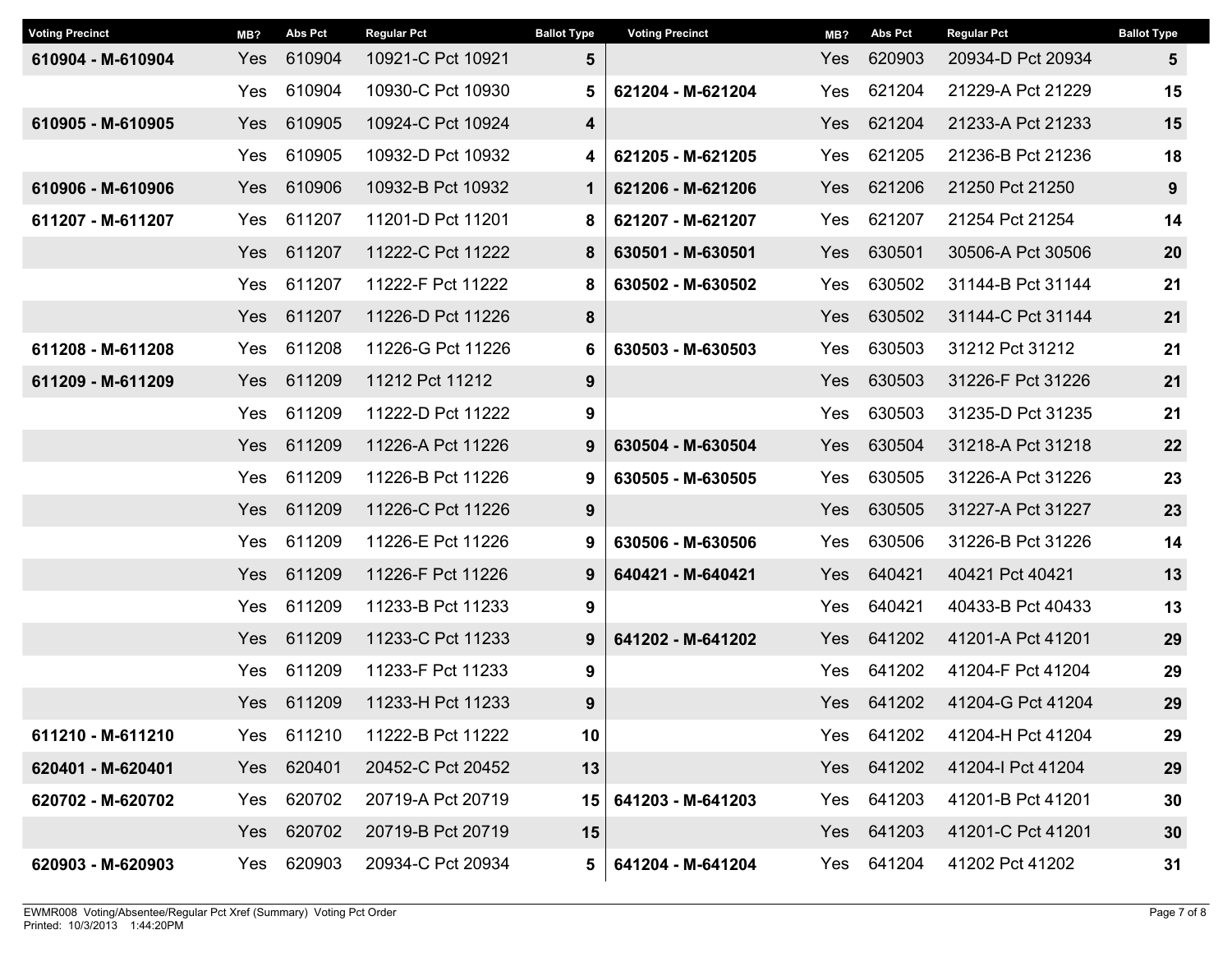| Voting Precinct | MB? | Abs Pct | Regular Pct | Ballot Type |
|---|---|---|---|---|
| **610904 - M-610904** | Yes | 610904 | 10921-C Pct 10921 | **5** |
| | Yes | 610904 | 10930-C Pct 10930 | **5** |
| **610905 - M-610905** | Yes | 610905 | 10924-C Pct 10924 | **4** |
| | Yes | 610905 | 10932-D Pct 10932 | **4** |
| **610906 - M-610906** | Yes | 610906 | 10932-B Pct 10932 | **1** |
| **611207 - M-611207** | Yes | 611207 | 11201-D Pct 11201 | **8** |
| | Yes | 611207 | 11222-C Pct 11222 | **8** |
| | Yes | 611207 | 11222-F Pct 11222 | **8** |
| | Yes | 611207 | 11226-D Pct 11226 | **8** |
| **611208 - M-611208** | Yes | 611208 | 11226-G Pct 11226 | **6** |
| **611209 - M-611209** | Yes | 611209 | 11212 Pct 11212 | **9** |
| | Yes | 611209 | 11222-D Pct 11222 | **9** |
| | Yes | 611209 | 11226-A Pct 11226 | **9** |
| | Yes | 611209 | 11226-B Pct 11226 | **9** |
| | Yes | 611209 | 11226-C Pct 11226 | **9** |
| | Yes | 611209 | 11226-E Pct 11226 | **9** |
| | Yes | 611209 | 11226-F Pct 11226 | **9** |
| | Yes | 611209 | 11233-B Pct 11233 | **9** |
| | Yes | 611209 | 11233-C Pct 11233 | **9** |
| | Yes | 611209 | 11233-F Pct 11233 | **9** |
| | Yes | 611209 | 11233-H Pct 11233 | **9** |
| **611210 - M-611210** | Yes | 611210 | 11222-B Pct 11222 | **10** |
| **620401 - M-620401** | Yes | 620401 | 20452-C Pct 20452 | **13** |
| **620702 - M-620702** | Yes | 620702 | 20719-A Pct 20719 | **15** |
| | Yes | 620702 | 20719-B Pct 20719 | **15** |
| **620903 - M-620903** | Yes | 620903 | 20934-C Pct 20934 | **5** |
| | Yes | 620903 | 20934-D Pct 20934 | **5** |
| **621204 - M-621204** | Yes | 621204 | 21229-A Pct 21229 | **15** |
| | Yes | 621204 | 21233-A Pct 21233 | **15** |
| **621205 - M-621205** | Yes | 621205 | 21236-B Pct 21236 | **18** |
| **621206 - M-621206** | Yes | 621206 | 21250 Pct 21250 | **9** |
| **621207 - M-621207** | Yes | 621207 | 21254 Pct 21254 | **14** |
| **630501 - M-630501** | Yes | 630501 | 30506-A Pct 30506 | **20** |
| **630502 - M-630502** | Yes | 630502 | 31144-B Pct 31144 | **21** |
| | Yes | 630502 | 31144-C Pct 31144 | **21** |
| **630503 - M-630503** | Yes | 630503 | 31212 Pct 31212 | **21** |
| | Yes | 630503 | 31226-F Pct 31226 | **21** |
| | Yes | 630503 | 31235-D Pct 31235 | **21** |
| **630504 - M-630504** | Yes | 630504 | 31218-A Pct 31218 | **22** |
| **630505 - M-630505** | Yes | 630505 | 31226-A Pct 31226 | **23** |
| | Yes | 630505 | 31227-A Pct 31227 | **23** |
| **630506 - M-630506** | Yes | 630506 | 31226-B Pct 31226 | **14** |
| **640421 - M-640421** | Yes | 640421 | 40421 Pct 40421 | **13** |
| | Yes | 640421 | 40433-B Pct 40433 | **13** |
| **641202 - M-641202** | Yes | 641202 | 41201-A Pct 41201 | **29** |
| | Yes | 641202 | 41204-F Pct 41204 | **29** |
| | Yes | 641202 | 41204-G Pct 41204 | **29** |
| | Yes | 641202 | 41204-H Pct 41204 | **29** |
| | Yes | 641202 | 41204-I Pct 41204 | **29** |
| **641203 - M-641203** | Yes | 641203 | 41201-B Pct 41201 | **30** |
| | Yes | 641203 | 41201-C Pct 41201 | **30** |
| **641204 - M-641204** | Yes | 641204 | 41202 Pct 41202 | **31** |

EWMR008 Voting/Absentee/Regular Pct Xref (Summary) Voting Pct Order
Printed: 10/3/2013 1:44:20PM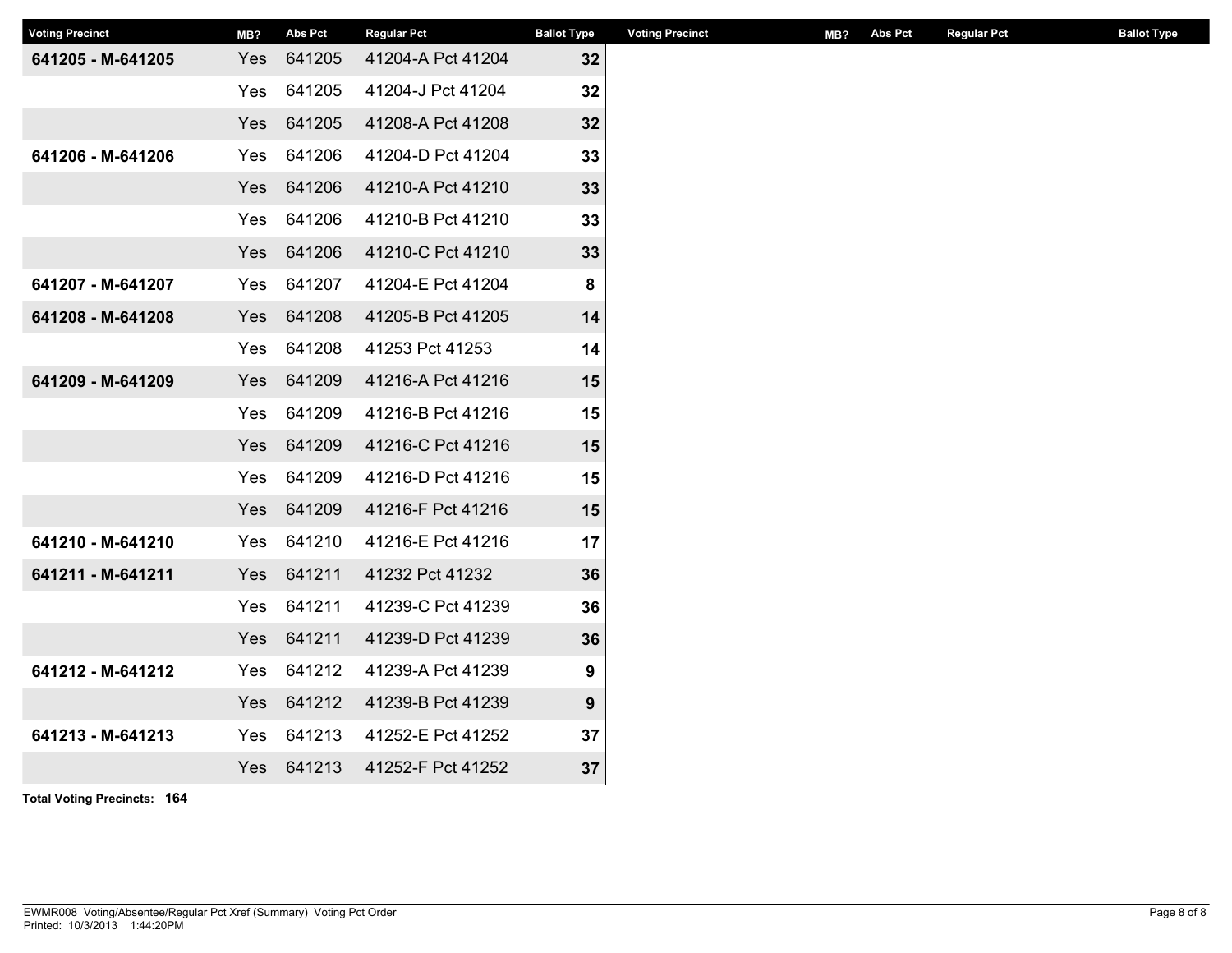| Voting Precinct | MB? | Abs Pct | Regular Pct | Ballot Type | Voting Precinct | MB? | Abs Pct | Regular Pct | Ballot Type |
|---|---|---|---|---|---|---|---|---|---|
| **641205 - M-641205** | Yes | 641205 | 41204-A Pct 41204 | **32** | | | | | |
| | Yes | 641205 | 41204-J Pct 41204 | **32** | | | | | |
| | Yes | 641205 | 41208-A Pct 41208 | **32** | | | | | |
| **641206 - M-641206** | Yes | 641206 | 41204-D Pct 41204 | **33** | | | | | |
| | Yes | 641206 | 41210-A Pct 41210 | **33** | | | | | |
| | Yes | 641206 | 41210-B Pct 41210 | **33** | | | | | |
| | Yes | 641206 | 41210-C Pct 41210 | **33** | | | | | |
| **641207 - M-641207** | Yes | 641207 | 41204-E Pct 41204 | **8** | | | | | |
| **641208 - M-641208** | Yes | 641208 | 41205-B Pct 41205 | **14** | | | | | |
| | Yes | 641208 | 41253 Pct 41253 | **14** | | | | | |
| **641209 - M-641209** | Yes | 641209 | 41216-A Pct 41216 | **15** | | | | | |
| | Yes | 641209 | 41216-B Pct 41216 | **15** | | | | | |
| | Yes | 641209 | 41216-C Pct 41216 | **15** | | | | | |
| | Yes | 641209 | 41216-D Pct 41216 | **15** | | | | | |
| | Yes | 641209 | 41216-F Pct 41216 | **15** | | | | | |
| **641210 - M-641210** | Yes | 641210 | 41216-E Pct 41216 | **17** | | | | | |
| **641211 - M-641211** | Yes | 641211 | 41232 Pct 41232 | **36** | | | | | |
| | Yes | 641211 | 41239-C Pct 41239 | **36** | | | | | |
| | Yes | 641211 | 41239-D Pct 41239 | **36** | | | | | |
| **641212 - M-641212** | Yes | 641212 | 41239-A Pct 41239 | **9** | | | | | |
| | Yes | 641212 | 41239-B Pct 41239 | **9** | | | | | |
| **641213 - M-641213** | Yes | 641213 | 41252-E Pct 41252 | **37** | | | | | |
| | Yes | 641213 | 41252-F Pct 41252 | **37** | | | | | |

**Total Voting Precincts: 164**

EWMR008 Voting/Absentee/Regular Pct Xref (Summary) Voting Pct Order
Printed: 10/3/2013 1:44:20PM